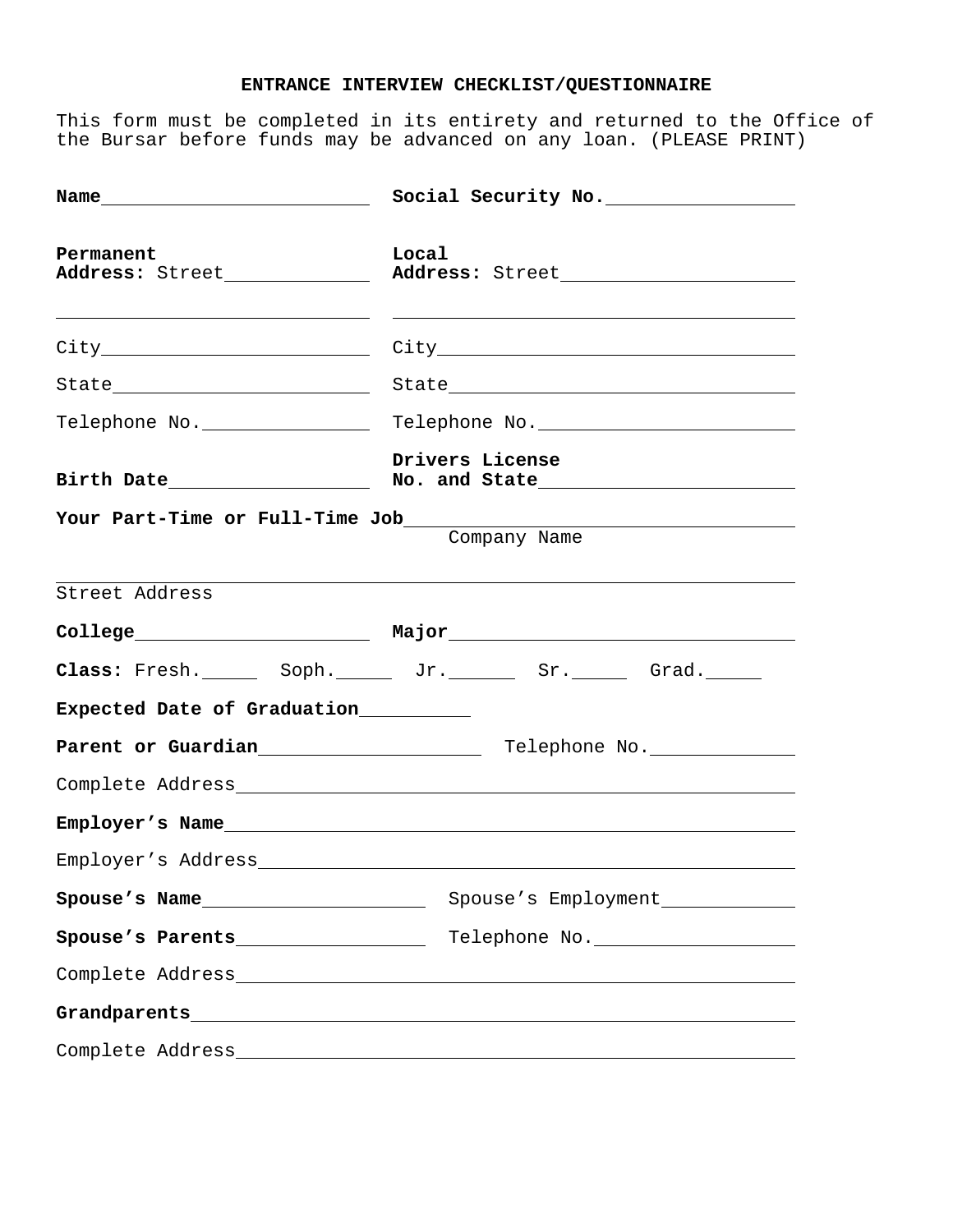**ENTRANCE INTERVIEW CHECKLIST/QUESTIONNAIRE**

This form must be completed in its entirety and returned to the Office of the Bursar before funds may be advanced on any loan. (PLEASE PRINT)

**Name**\_\_\_\_\_\_\_\_\_\_\_\_\_\_\_\_\_\_\_\_\_\_\_\_ **Social Security No.**\_\_\_\_\_\_\_\_\_\_\_\_\_\_\_\_

**Permanent Address:** Street\_\_\_\_\_\_\_\_\_\_\_\_\_\_

\_\_\_\_\_\_\_\_\_\_\_\_\_\_\_\_\_\_\_\_\_\_\_\_\_\_\_\_

City\_\_\_\_\_\_\_\_\_\_\_\_\_\_\_\_\_\_\_\_\_\_\_\_

State\_\_\_\_\_\_\_\_\_\_\_\_\_\_\_\_\_\_\_\_\_\_\_

Telephone No.\_\_\_\_\_\_\_\_\_\_\_\_\_\_\_\_

**Local Address:** Street\_\_\_\_\_\_\_\_\_\_\_\_\_\_\_\_\_\_\_\_\_

\_\_\_\_\_\_\_\_\_\_\_\_\_\_\_\_\_\_\_\_\_\_\_\_\_\_\_\_\_\_\_\_\_\_\_\_

City\_\_\_\_\_\_\_\_\_\_\_\_\_\_\_\_\_\_\_\_\_\_\_\_\_\_\_\_\_\_\_\_

State\_\_\_\_\_\_\_\_\_\_\_\_\_\_\_\_\_\_\_\_\_\_\_\_\_\_\_\_\_\_\_

Telephone No.\_\_\_\_\_\_\_\_\_\_\_\_\_\_\_\_\_\_\_\_\_\_\_\_

**Birth Date**\_\_\_\_\_\_\_\_\_\_\_\_\_\_\_\_\_\_ **Drivers License No. and State**\_\_\_\_\_\_\_\_\_\_\_\_\_\_\_\_\_\_\_\_\_\_\_\_

**Your Part-Time or Full-Time Job**\_\_\_\_\_\_\_\_\_\_\_\_\_\_\_\_\_\_\_\_\_\_\_\_\_\_\_\_\_\_\_\_\_\_\_\_
Company Name

\_\_\_\_\_\_\_\_\_\_\_\_\_\_\_\_\_\_\_\_\_\_\_\_\_\_\_\_\_\_\_\_\_\_\_\_\_\_\_\_\_\_\_\_\_\_\_\_\_\_\_\_\_\_\_\_\_\_\_\_\_\_\_\_
Street Address

**College**\_\_\_\_\_\_\_\_\_\_\_\_\_\_\_\_\_\_\_\_\_ **Major**\_\_\_\_\_\_\_\_\_\_\_\_\_\_\_\_\_\_\_\_\_\_\_\_\_\_\_\_\_\_\_\_

**Class:** Fresh.\_\_\_\_\_ Soph.\_\_\_\_\_ Jr.\_\_\_\_\_\_ Sr.\_\_\_\_\_ Grad.\_\_\_\_\_

**Expected Date of Graduation**\_\_\_\_\_\_\_\_\_\_

**Parent or Guardian**\_\_\_\_\_\_\_\_\_\_\_\_\_\_\_\_\_\_\_\_ Telephone No.\_\_\_\_\_\_\_\_\_\_\_\_\_\_

Complete Address\_\_\_\_\_\_\_\_\_\_\_\_\_\_\_\_\_\_\_\_\_\_\_\_\_\_\_\_\_\_\_\_\_\_\_\_\_\_\_\_\_\_\_\_\_\_\_\_\_\_

**Employer’s Name**\_\_\_\_\_\_\_\_\_\_\_\_\_\_\_\_\_\_\_\_\_\_\_\_\_\_\_\_\_\_\_\_\_\_\_\_\_\_\_\_\_\_\_\_\_\_\_\_\_\_\_

Employer’s Address\_\_\_\_\_\_\_\_\_\_\_\_\_\_\_\_\_\_\_\_\_\_\_\_\_\_\_\_\_\_\_\_\_\_\_\_\_\_\_\_\_\_\_\_\_\_\_\_

**Spouse’s Name**\_\_\_\_\_\_\_\_\_\_\_\_\_\_\_\_\_\_\_\_ Spouse’s Employment\_\_\_\_\_\_\_\_\_\_\_\_

**Spouse’s Parents**\_\_\_\_\_\_\_\_\_\_\_\_\_\_\_\_\_\_ Telephone No.\_\_\_\_\_\_\_\_\_\_\_\_\_\_\_\_\_\_

Complete Address\_\_\_\_\_\_\_\_\_\_\_\_\_\_\_\_\_\_\_\_\_\_\_\_\_\_\_\_\_\_\_\_\_\_\_\_\_\_\_\_\_\_\_\_\_\_\_\_\_\_

**Grandparents**\_\_\_\_\_\_\_\_\_\_\_\_\_\_\_\_\_\_\_\_\_\_\_\_\_\_\_\_\_\_\_\_\_\_\_\_\_\_\_\_\_\_\_\_\_\_\_\_\_\_\_\_\_\_

Complete Address\_\_\_\_\_\_\_\_\_\_\_\_\_\_\_\_\_\_\_\_\_\_\_\_\_\_\_\_\_\_\_\_\_\_\_\_\_\_\_\_\_\_\_\_\_\_\_\_\_\_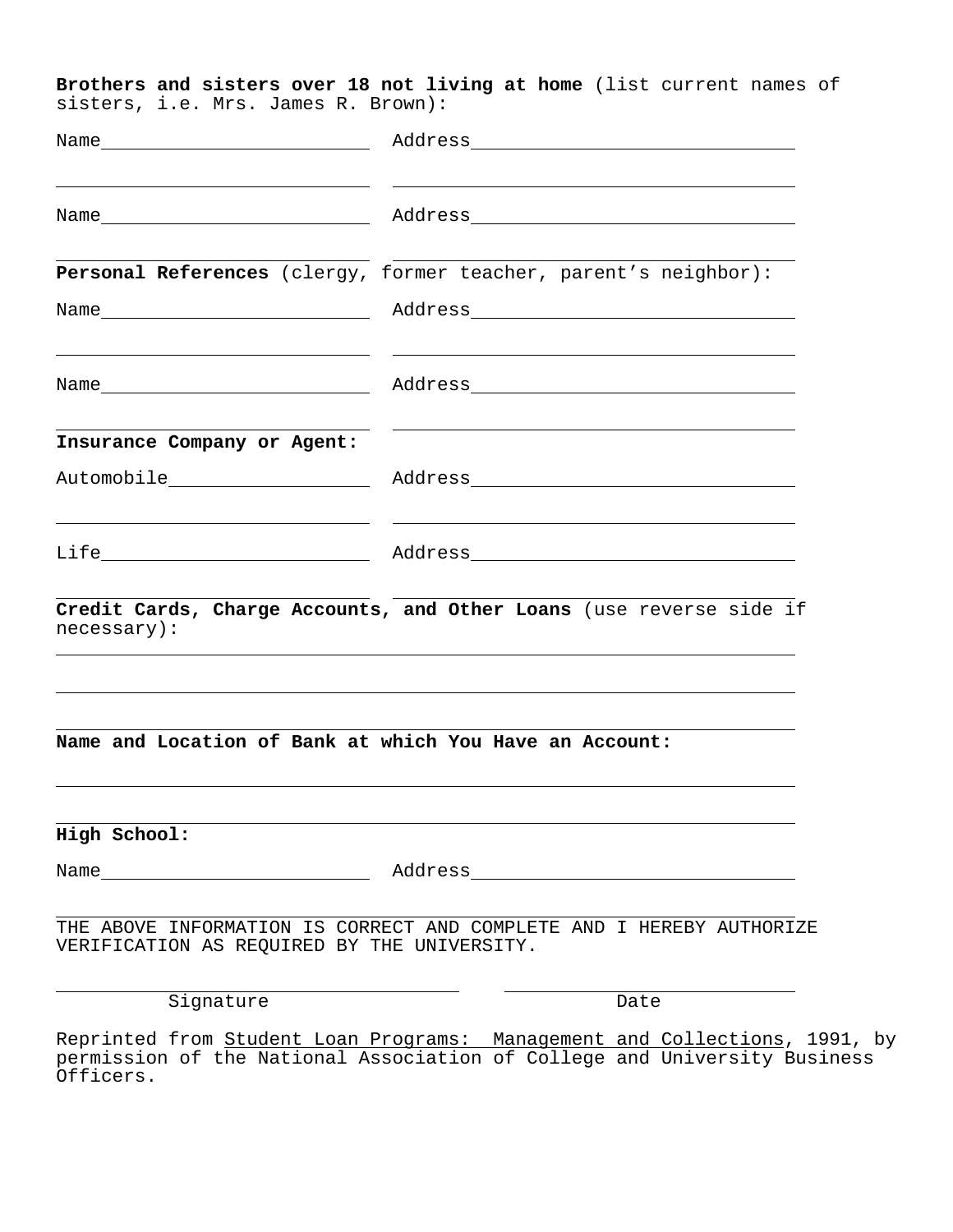**Brothers and sisters over 18 not living at home** (list current names of sisters, i.e. Mrs. James R. Brown):

Name\_\_\_\_\_\_\_\_\_\_\_\_\_\_\_\_\_\_\_\_\_\_\_\_ Address\_\_\_\_\_\_\_\_\_\_\_\_\_\_\_\_\_\_\_\_\_\_\_\_\_\_\_\_\_\_

\_\_\_\_\_\_\_\_\_\_\_\_\_\_\_\_\_\_\_\_\_\_\_\_\_\_\_\_ \_\_\_\_\_\_\_\_\_\_\_\_\_\_\_\_\_\_\_\_\_\_\_\_\_\_\_\_\_\_\_\_\_\_\_\_

Name\_\_\_\_\_\_\_\_\_\_\_\_\_\_\_\_\_\_\_\_\_\_\_\_ Address\_\_\_\_\_\_\_\_\_\_\_\_\_\_\_\_\_\_\_\_\_\_\_\_\_\_\_\_\_\_

\_\_\_\_\_\_\_\_\_\_\_\_\_\_\_\_\_\_\_\_\_\_\_\_\_\_\_\_ \_\_\_\_\_\_\_\_\_\_\_\_\_\_\_\_\_\_\_\_\_\_\_\_\_\_\_\_\_\_\_\_\_\_\_\_

**Personal References** (clergy, former teacher, parent's neighbor):

Name\_\_\_\_\_\_\_\_\_\_\_\_\_\_\_\_\_\_\_\_\_\_\_\_ Address\_\_\_\_\_\_\_\_\_\_\_\_\_\_\_\_\_\_\_\_\_\_\_\_\_\_\_\_\_\_

\_\_\_\_\_\_\_\_\_\_\_\_\_\_\_\_\_\_\_\_\_\_\_\_\_\_\_\_ \_\_\_\_\_\_\_\_\_\_\_\_\_\_\_\_\_\_\_\_\_\_\_\_\_\_\_\_\_\_\_\_\_\_\_\_

Name\_\_\_\_\_\_\_\_\_\_\_\_\_\_\_\_\_\_\_\_\_\_\_\_ Address\_\_\_\_\_\_\_\_\_\_\_\_\_\_\_\_\_\_\_\_\_\_\_\_\_\_\_\_\_\_

\_\_\_\_\_\_\_\_\_\_\_\_\_\_\_\_\_\_\_\_\_\_\_\_\_\_\_\_ \_\_\_\_\_\_\_\_\_\_\_\_\_\_\_\_\_\_\_\_\_\_\_\_\_\_\_\_\_\_\_\_\_\_\_\_

**Insurance Company or Agent:**

Automobile\_\_\_\_\_\_\_\_\_\_\_\_\_\_\_\_\_\_ Address\_\_\_\_\_\_\_\_\_\_\_\_\_\_\_\_\_\_\_\_\_\_\_\_\_\_\_\_\_\_

\_\_\_\_\_\_\_\_\_\_\_\_\_\_\_\_\_\_\_\_\_\_\_\_\_\_\_\_ \_\_\_\_\_\_\_\_\_\_\_\_\_\_\_\_\_\_\_\_\_\_\_\_\_\_\_\_\_\_\_\_\_\_\_\_

Life\_\_\_\_\_\_\_\_\_\_\_\_\_\_\_\_\_\_\_\_\_\_\_\_ Address\_\_\_\_\_\_\_\_\_\_\_\_\_\_\_\_\_\_\_\_\_\_\_\_\_\_\_\_\_\_

\_\_\_\_\_\_\_\_\_\_\_\_\_\_\_\_\_\_\_\_\_\_\_\_\_\_\_\_ \_\_\_\_\_\_\_\_\_\_\_\_\_\_\_\_\_\_\_\_\_\_\_\_\_\_\_\_\_\_\_\_\_\_\_\_

**Credit Cards, Charge Accounts, and Other Loans** (use reverse side if necessary):

\_\_\_\_\_\_\_\_\_\_\_\_\_\_\_\_\_\_\_\_\_\_\_\_\_\_\_\_\_\_\_\_\_\_\_\_\_\_\_\_\_\_\_\_\_\_\_\_\_\_\_\_\_\_\_\_\_\_\_\_\_\_\_\_

\_\_\_\_\_\_\_\_\_\_\_\_\_\_\_\_\_\_\_\_\_\_\_\_\_\_\_\_\_\_\_\_\_\_\_\_\_\_\_\_\_\_\_\_\_\_\_\_\_\_\_\_\_\_\_\_\_\_\_\_\_\_\_\_

\_\_\_\_\_\_\_\_\_\_\_\_\_\_\_\_\_\_\_\_\_\_\_\_\_\_\_\_\_\_\_\_\_\_\_\_\_\_\_\_\_\_\_\_\_\_\_\_\_\_\_\_\_\_\_\_\_\_\_\_\_\_\_\_

**Name and Location of Bank at which You Have an Account:**

\_\_\_\_\_\_\_\_\_\_\_\_\_\_\_\_\_\_\_\_\_\_\_\_\_\_\_\_\_\_\_\_\_\_\_\_\_\_\_\_\_\_\_\_\_\_\_\_\_\_\_\_\_\_\_\_\_\_\_\_\_\_\_\_

\_\_\_\_\_\_\_\_\_\_\_\_\_\_\_\_\_\_\_\_\_\_\_\_\_\_\_\_\_\_\_\_\_\_\_\_\_\_\_\_\_\_\_\_\_\_\_\_\_\_\_\_\_\_\_\_\_\_\_\_\_\_\_\_

**High School:**

Name\_\_\_\_\_\_\_\_\_\_\_\_\_\_\_\_\_\_\_\_\_\_\_\_ Address\_\_\_\_\_\_\_\_\_\_\_\_\_\_\_\_\_\_\_\_\_\_\_\_\_\_\_\_\_\_

\_\_\_\_\_\_\_\_\_\_\_\_\_\_\_\_\_\_\_\_\_\_\_\_\_\_\_\_\_\_\_\_\_\_\_\_\_\_\_\_\_\_\_\_\_\_\_\_\_\_\_\_\_\_\_\_\_\_\_\_\_\_\_\_

THE ABOVE INFORMATION IS CORRECT AND COMPLETE AND I HEREBY AUTHORIZE VERIFICATION AS REQUIRED BY THE UNIVERSITY.

\_\_\_\_\_\_\_\_\_\_\_\_\_\_\_\_\_\_\_\_\_\_\_\_\_\_\_\_\_\_\_\_\_\_\_\_ \_\_\_\_\_\_\_\_\_\_\_\_\_\_\_\_\_\_\_\_\_\_\_\_\_\_
Signature Date

Reprinted from Student Loan Programs: Management and Collections, 1991, by permission of the National Association of College and University Business Officers.